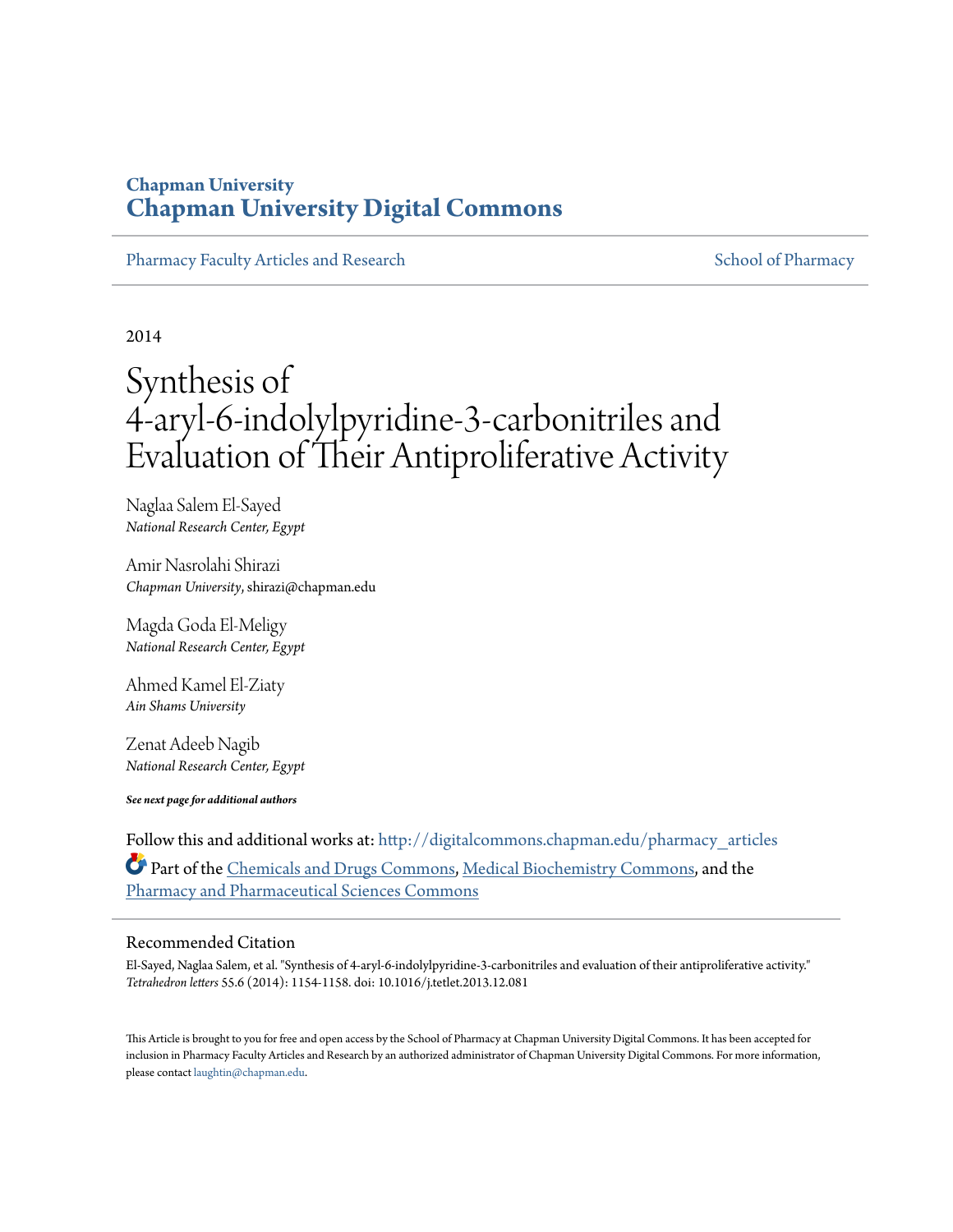# Chapman University
## Chapman University Digital Commons

Pharmacy Faculty Articles and Research | School of Pharmacy

2014

# Synthesis of 4-aryl-6-indolylpyridine-3-carbonitriles and Evaluation of Their Antiproliferative Activity

Naglaa Salem El-Sayed
*National Research Center, Egypt*

Amir Nasrolahi Shirazi
*Chapman University*, shirazi@chapman.edu

Magda Goda El-Meligy
*National Research Center, Egypt*

Ahmed Kamel El-Ziaty
*Ain Shams University*

Zenat Adeeb Nagib
*National Research Center, Egypt*

***See next page for additional authors***

Follow this and additional works at: http://digitalcommons.chapman.edu/pharmacy_articles

Part of the Chemicals and Drugs Commons, Medical Biochemistry Commons, and the Pharmacy and Pharmaceutical Sciences Commons

### Recommended Citation

El-Sayed, Naglaa Salem, et al. "Synthesis of 4-aryl-6-indolylpyridine-3-carbonitriles and evaluation of their antiproliferative activity." *Tetrahedron letters* 55.6 (2014): 1154-1158. doi: 10.1016/j.tetlet.2013.12.081

This Article is brought to you for free and open access by the School of Pharmacy at Chapman University Digital Commons. It has been accepted for inclusion in Pharmacy Faculty Articles and Research by an authorized administrator of Chapman University Digital Commons. For more information, please contact laughtin@chapman.edu.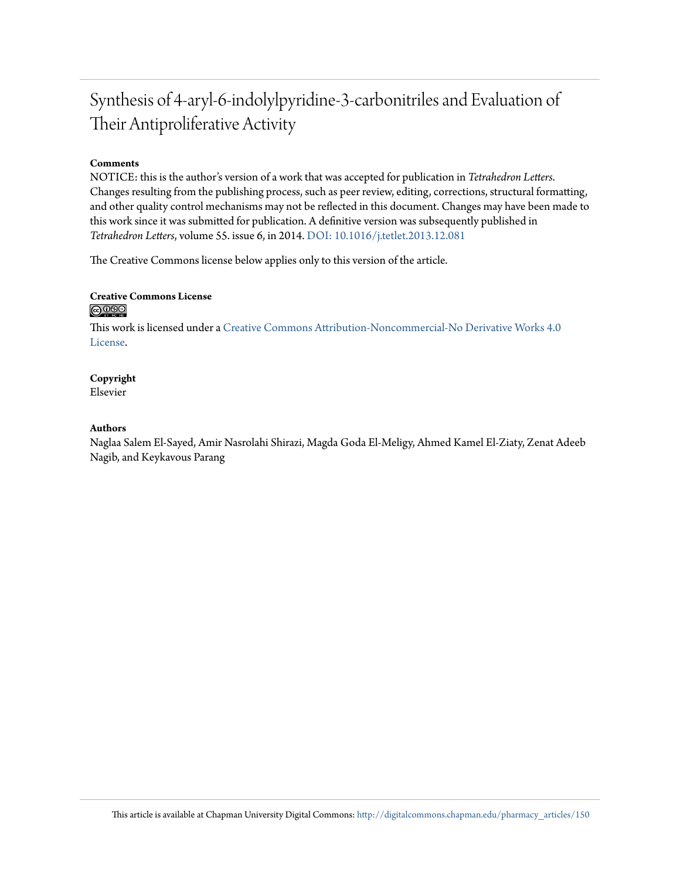# Synthesis of 4-aryl-6-indolylpyridine-3-carbonitriles and Evaluation of Their Antiproliferative Activity

**Comments**

NOTICE: this is the author's version of a work that was accepted for publication in *Tetrahedron Letters*. Changes resulting from the publishing process, such as peer review, editing, corrections, structural formatting, and other quality control mechanisms may not be reflected in this document. Changes may have been made to this work since it was submitted for publication. A definitive version was subsequently published in *Tetrahedron Letters*, volume 55. issue 6, in 2014. DOI: 10.1016/j.tetlet.2013.12.081

The Creative Commons license below applies only to this version of the article.

**Creative Commons License**

This work is licensed under a Creative Commons Attribution-Noncommercial-No Derivative Works 4.0 License.

**Copyright**

Elsevier

**Authors**

Naglaa Salem El-Sayed, Amir Nasrolahi Shirazi, Magda Goda El-Meligy, Ahmed Kamel El-Ziaty, Zenat Adeeb Nagib, and Keykavous Parang

This article is available at Chapman University Digital Commons: http://digitalcommons.chapman.edu/pharmacy_articles/150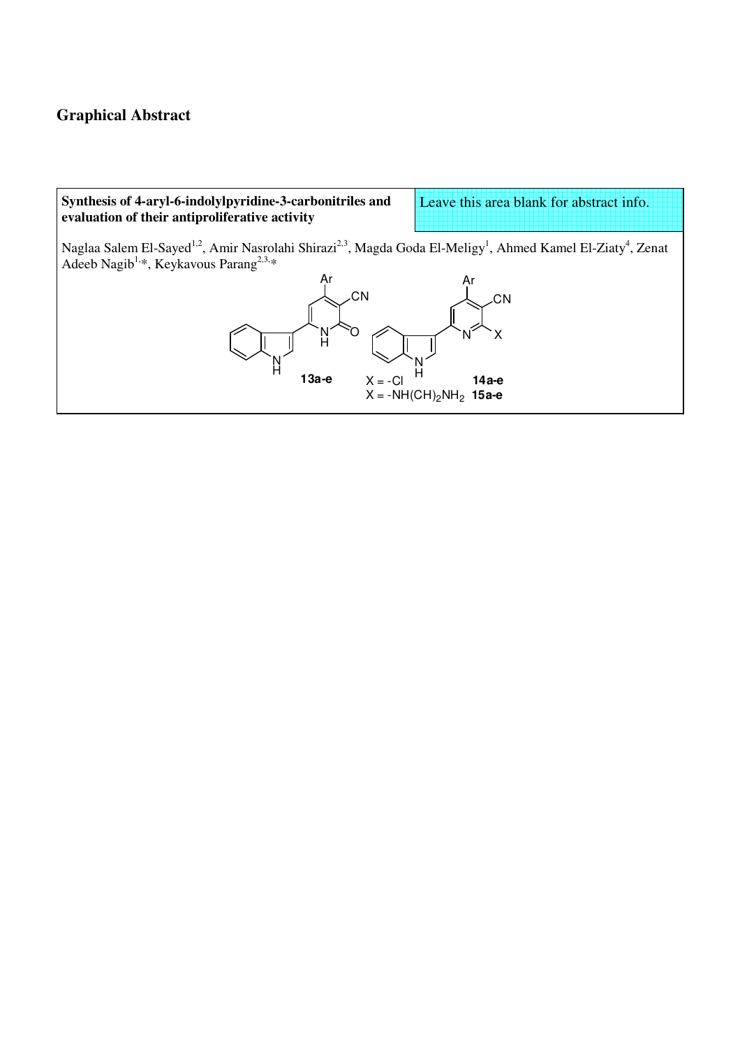# Graphical Abstract

**Synthesis of 4-aryl-6-indolylpyridine-3-carbonitriles and evaluation of their antiproliferative activity**

Leave this area blank for abstract info.

Naglaa Salem El-Sayed[1,2], Amir Nasrolahi Shirazi[2,3], Magda Goda El-Meligy[1], Ahmed Kamel El-Ziaty[4], Zenat Adeeb Nagib[1,*], Keykavous Parang[2,3,*]

**13a-e**

$X = -Cl$ **14a-e**

$X = -NH(CH)_2NH_2$ **15a-e**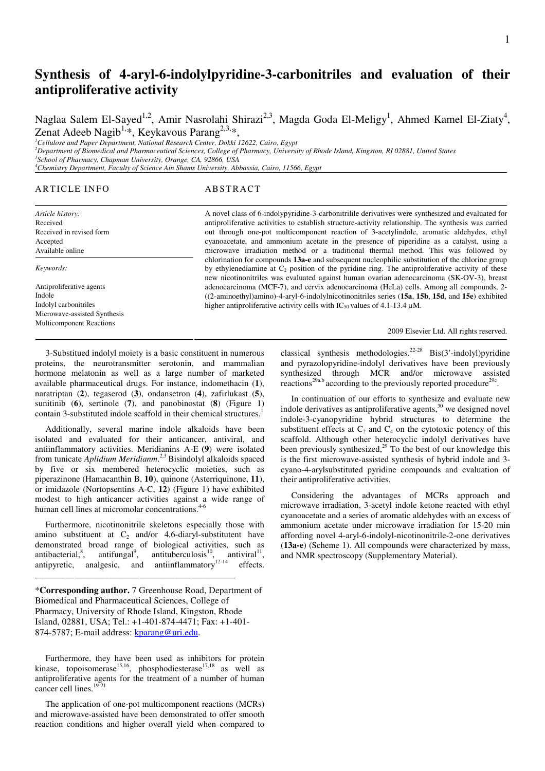# Synthesis of 4-aryl-6-indolylpyridine-3-carbonitriles and evaluation of their antiproliferative activity

Naglaa Salem El-Sayed[1,2], Amir Nasrolahi Shirazi[2,3], Magda Goda El-Meligy[1], Ahmed Kamel El-Ziaty[4], Zenat Adeeb Nagib[1,*], Keykavous Parang[2,3,*],

[1]*Cellulose and Paper Department, National Research Center, Dokki 12622, Cairo, Egypt*
[2]*Department of Biomedical and Pharmaceutical Sciences, College of Pharmacy, University of Rhode Island, Kingston, RI 02881, United States*
[3]*School of Pharmacy, Chapman University, Orange, CA, 92866, USA*
[4]*Chemistry Department, Faculty of Science Ain Shams University, Abbassia, Cairo, 11566, Egypt*

## ARTICLE INFO

*Article history:*
Received
Received in revised form
Accepted
Available online

*Keywords:*

Antiproliferative agents
Indole
Indolyl carbonitriles
Microwave-assisted Synthesis
Multicomponent Reactions

## ABSTRACT

A novel class of 6-indolypyridine-3-carbonitrilile derivatives were synthesized and evaluated for antiproliferative activities to establish structure-activity relationship. The synthesis was carried out through one-pot multicomponent reaction of 3-acetylindole, aromatic aldehydes, ethyl cyanoacetate, and ammonium acetate in the presence of piperidine as a catalyst, using a microwave irradiation method or a traditional thermal method. This was followed by chlorination for compounds **13a-e** and subsequent nucleophilic substitution of the chlorine group by ethylenediamine at $C_2$ position of the pyridine ring. The antiproliferative activity of these new nicotinonitriles was evaluated against human ovarian adenocarcinoma (SK-OV-3), breast adenocarcinoma (MCF-7), and cervix adenocarcinoma (HeLa) cells. Among all compounds, 2-((2-aminoethyl)amino)-4-aryl-6-indolylnicotinonitriles series (**15a**, **15b**, **15d**, and **15e**) exhibited higher antiproliferative activity cells with $IC_{50}$ values of 4.1-13.4 μM.

2009 Elsevier Ltd. All rights reserved.

3-Substitued indolyl moiety is a basic constituent in numerous proteins, the neurotransmitter serotonin, and mammalian hormone melatonin as well as a large number of marketed available pharmaceutical drugs. For instance, indomethacin (**1**), naratriptan (**2**), tegaserod (**3**), ondansetron (**4**), zafirlukast (**5**), sunitinib (**6**), sertinole (**7**), and panobinostat (**8**) (Figure 1) contain 3-substituted indole scaffold in their chemical structures.[1]

Additionally, several marine indole alkaloids have been isolated and evaluated for their anticancer, antiviral, and antiinflammatory activities. Meridianins A-E (**9**) were isolated from tunicate *Aplidium Meridiannm*.[2,3] Bisindolyl alkaloids spaced by five or six membered heterocyclic moieties, such as piperazinone (Hamacanthin B, **10**), quinone (Asterriquinone, **11**), or imidazole (Nortopsentins A-C, **12**) (Figure 1) have exhibited modest to high anticancer activities against a wide range of human cell lines at micromolar concentrations.[4-6]

Furthermore, nicotinonitrile skeletons especially those with amino substituent at $C_2$ and/or 4,6-diaryl-substitutent have demonstrated broad range of biological activities, such as antibacterial,[8], antifungal[9], antituberculosis[10], antiviral[11], antipyretic, analgesic, and antiinflammatory[12-14] effects.

\***Corresponding author.** 7 Greenhouse Road, Department of Biomedical and Pharmaceutical Sciences, College of Pharmacy, University of Rhode Island, Kingston, Rhode Island, 02881, USA; Tel.: +1-401-874-4471; Fax: +1-401-874-5787; E-mail address: kparang@uri.edu.

Furthermore, they have been used as inhibitors for protein kinase, topoisomerase[15,16], phosphodiesterase[17,18] as well as antiproliferative agents for the treatment of a number of human cancer cell lines.[19-21]

The application of one-pot multicomponent reactions (MCRs) and microwave-assisted have been demonstrated to offer smooth reaction conditions and higher overall yield when compared to classical synthesis methodologies.[22-28] Bis(3′-indolyl)pyridine and pyrazolopyridine-indolyl derivatives have been previously synthesized through MCR and/or microwave assisted reactions[29a,b] according to the previously reported procedure[29c].

In continuation of our efforts to synthesize and evaluate new indole derivatives as antiproliferative agents,[30] we designed novel indole-3-cyanopyridine hybrid structures to determine the substituent effects at $C_2$ and $C_4$ on the cytotoxic potency of this scaffold. Although other heterocyclic indolyl derivatives have been previously synthesized,[29] To the best of our knowledge this is the first microwave-assisted synthesis of hybrid indole and 3-cyano-4-arylsubstituted pyridine compounds and evaluation of their antiproliferative activities.

Considering the advantages of MCRs approach and microwave irradiation, 3-acetyl indole ketone reacted with ethyl cyanoacetate and a series of aromatic aldehydes with an excess of ammonium acetate under microwave irradiation for 15-20 min affording novel 4-aryl-6-indolyl-nicotinonitrile-2-one derivatives (**13a-e**) (Scheme 1). All compounds were characterized by mass, and NMR spectroscopy (Supplementary Material).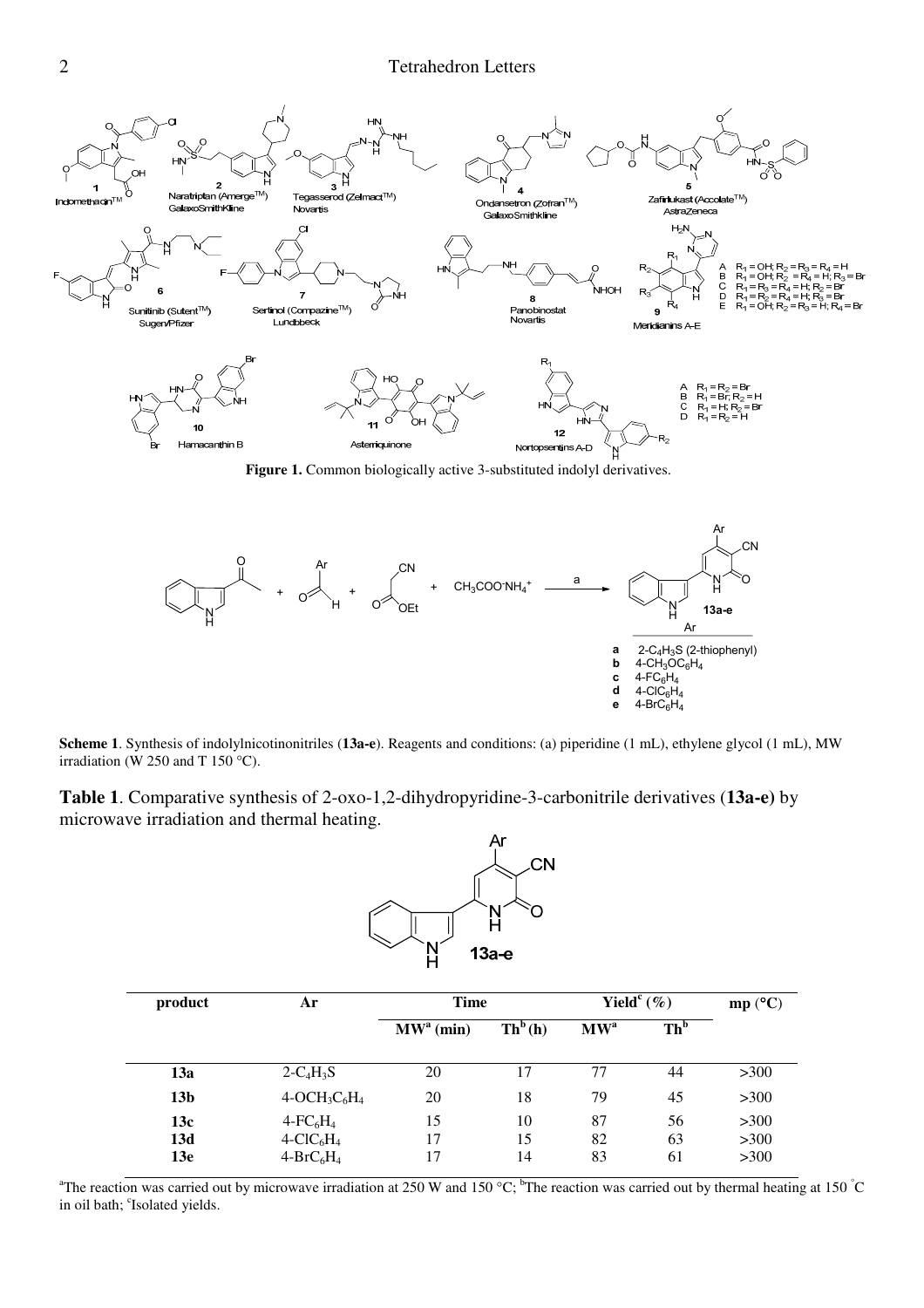**Figure 1.** Common biologically active 3-substituted indolyl derivatives.

**Scheme 1**. Synthesis of indolylnicotinonitriles (**13a-e**). Reagents and conditions: (a) piperidine (1 mL), ethylene glycol (1 mL), MW irradiation (W 250 and T 150 °C).

**Table 1**. Comparative synthesis of 2-oxo-1,2-dihydropyridine-3-carbonitrile derivatives (**13a-e**) by microwave irradiation and thermal heating.

| product | Ar | Time | | Yield[c] (%) | | mp (°C) |
|---|---|---|---|---|---|---|
| | | MW[a] (min) | Th[b] (h) | MW[a] | Th[b] | |
| **13a** | $2\text{-}C_4H_3S$ | 20 | 17 | 77 | 44 | >300 |
| **13b** | $4\text{-}OCH_3C_6H_4$ | 20 | 18 | 79 | 45 | >300 |
| **13c** | $4\text{-}FC_6H_4$ | 15 | 10 | 87 | 56 | >300 |
| **13d** | $4\text{-}ClC_6H_4$ | 17 | 15 | 82 | 63 | >300 |
| **13e** | $4\text{-}BrC_6H_4$ | 17 | 14 | 83 | 61 | >300 |

[a]The reaction was carried out by microwave irradiation at 250 W and 150 °C; [b]The reaction was carried out by thermal heating at 150 °C in oil bath; [c]Isolated yields.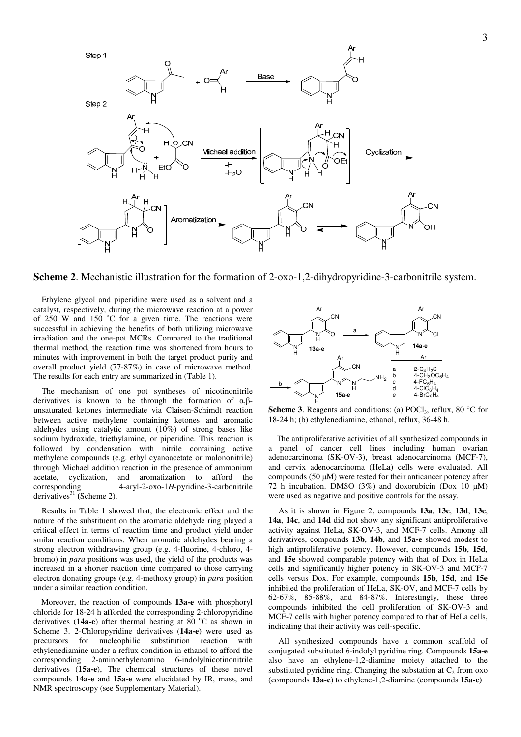**Scheme 2**. Mechanistic illustration for the formation of 2-oxo-1,2-dihydropyridine-3-carbonitrile system.

Ethylene glycol and piperidine were used as a solvent and a catalyst, respectively, during the microwave reaction at a power of 250 W and 150 °C for a given time. The reactions were successful in achieving the benefits of both utilizing microwave irradiation and the one-pot MCRs. Compared to the traditional thermal method, the reaction time was shortened from hours to minutes with improvement in both the target product purity and overall product yield (77-87%) in case of microwave method. The results for each entry are summarized in (Table 1).

The mechanism of one pot syntheses of nicotinonitrile derivatives is known to be through the formation of α,β-unsaturated ketones intermediate via Claisen-Schimdt reaction between active methylene containing ketones and aromatic aldehydes using catalytic amount (10%) of strong bases like sodium hydroxide, triethylamine, or piperidine. This reaction is followed by condensation with nitrile containing active methylene compounds (e.g. ethyl cyanoacetate or malononitrile) through Michael addition reaction in the presence of ammonium acetate, cyclization, and aromatization to afford the corresponding 4-aryl-2-oxo-1*H*-pyridine-3-carbonitrile derivatives[31] (Scheme 2).

Results in Table 1 showed that, the electronic effect and the nature of the substituent on the aromatic aldehyde ring played a critical effect in terms of reaction time and product yield under smilar reaction conditions. When aromatic aldehydes bearing a strong electron withdrawing group (e.g. 4-fluorine, 4-chloro, 4-bromo) in *para* positions was used, the yield of the products was increased in a shorter reaction time compared to those carrying electron donating groups (e.g. 4-methoxy group) in *para* position under a similar reaction condition.

Moreover, the reaction of compounds **13a-e** with phosphoryl chloride for 18-24 h afforded the corresponding 2-chloropyridine derivatives (**14a-e**) after thermal heating at 80 °C as shown in Scheme 3. 2-Chloropyridine derivatives (**14a-e**) were used as precursors for nucleophilic substitution reaction with ethylenediamine under a reflux condition in ethanol to afford the corresponding 2-aminoethylenamino 6-indolylnicotinonitrile derivatives (**15a-e**), The chemical structures of these novel compounds **14a-e** and **15a-e** were elucidated by IR, mass, and NMR spectroscopy (see Supplementary Material).

| | Ar |
|---|---|
| a | $2\text{-}C_4H_3S$ |
| b | $4\text{-}CH_3OC_6H_4$ |
| c | $4\text{-}FC_6H_4$ |
| d | $4\text{-}ClC_6H_4$ |
| e | $4\text{-}BrC_6H_4$ |

**Scheme 3**. Reagents and conditions: (a) $POCl_3$, reflux, 80 °C for 18-24 h; (b) ethylenediamine, ethanol, reflux, 36-48 h.

The antiproliferative activities of all synthesized compounds in a panel of cancer cell lines including human ovarian adenocarcinoma (SK-OV-3), breast adenocarcinoma (MCF-7), and cervix adenocarcinoma (HeLa) cells were evaluated. All compounds (50 µM) were tested for their anticancer potency after 72 h incubation. DMSO (3%) and doxorubicin (Dox 10 µM) were used as negative and positive controls for the assay.

As it is shown in Figure 2, compounds **13a**, **13c**, **13d**, **13e**, **14a**, **14c**, and **14d** did not show any significant antiproliferative activity against HeLa, SK-OV-3, and MCF-7 cells. Among all derivatives, compounds **13b**, **14b**, and **15a-e** showed modest to high antiproliferative potency. However, compounds **15b**, **15d**, and **15e** showed comparable potency with that of Dox in HeLa cells and significantly higher potency in SK-OV-3 and MCF-7 cells versus Dox. For example, compounds **15b**, **15d**, and **15e** inhibited the proliferation of HeLa, SK-OV, and MCF-7 cells by 62-67%, 85-88%, and 84-87%. Interestingly, these three compounds inhibited the cell proliferation of SK-OV-3 and MCF-7 cells with higher potency compared to that of HeLa cells, indicating that their activity was cell-specific.

All synthesized compounds have a common scaffold of conjugated substituted 6-indolyl pyridine ring. Compounds **15a-e** also have an ethylene-1,2-diamine moiety attached to the substituted pyridine ring. Changing the substation at $C_2$ from oxo (compounds **13a-e**) to ethylene-1,2-diamine (compounds **15a-e)**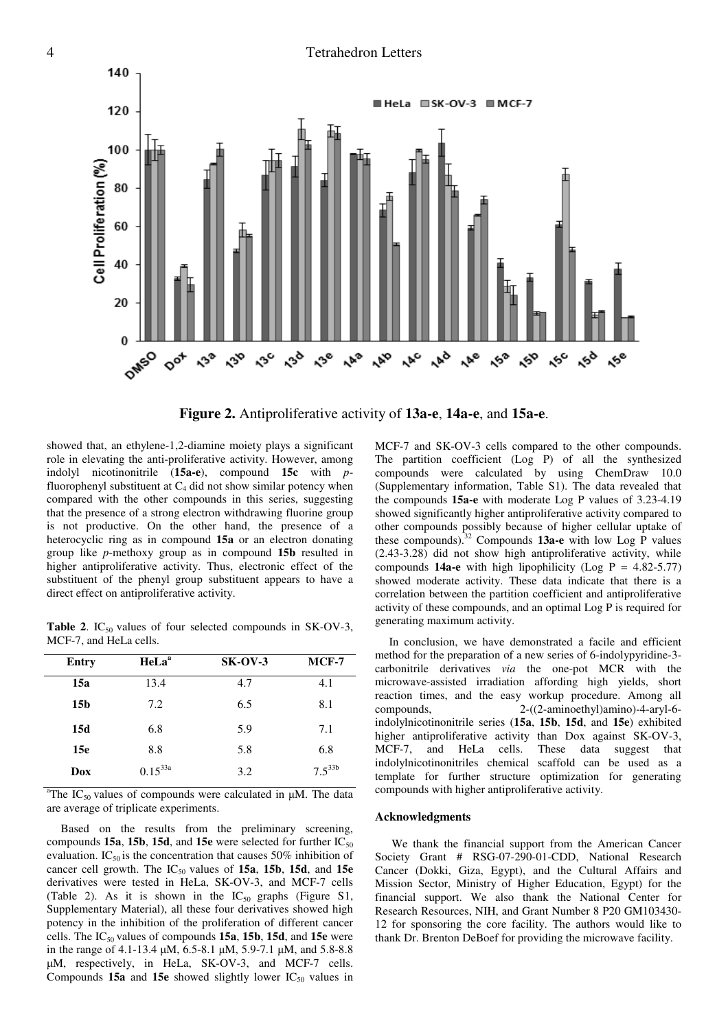**Figure 2.** Antiproliferative activity of **13a-e**, **14a-e**, and **15a-e**.

showed that, an ethylene-1,2-diamine moiety plays a significant role in elevating the anti-proliferative activity. However, among indolyl nicotinonitrile (**15a-e**), compound **15c** with *p*-fluorophenyl substituent at $C_4$ did not show similar potency when compared with the other compounds in this series, suggesting that the presence of a strong electron withdrawing fluorine group is not productive. On the other hand, the presence of a heterocyclic ring as in compound **15a** or an electron donating group like *p*-methoxy group as in compound **15b** resulted in higher antiproliferative activity. Thus, electronic effect of the substituent of the phenyl group substituent appears to have a direct effect on antiproliferative activity.

**Table 2**. $IC_{50}$ values of four selected compounds in SK-OV-3, MCF-7, and HeLa cells.

| Entry | HeLa[a] | SK-OV-3 | MCF-7 |
|---|---|---|---|
| **15a** | 13.4 | 4.7 | 4.1 |
| **15b** | 7.2 | 6.5 | 8.1 |
| **15d** | 6.8 | 5.9 | 7.1 |
| **15e** | 8.8 | 5.8 | 6.8 |
| **Dox** | 0.15[33a] | 3.2 | 7.5[33b] |

[a]The $IC_{50}$ values of compounds were calculated in μM. The data are average of triplicate experiments.

Based on the results from the preliminary screening, compounds **15a**, **15b**, **15d**, and **15e** were selected for further $IC_{50}$ evaluation. $IC_{50}$ is the concentration that causes 50% inhibition of cancer cell growth. The $IC_{50}$ values of **15a**, **15b**, **15d**, and **15e** derivatives were tested in HeLa, SK-OV-3, and MCF-7 cells (Table 2). As it is shown in the $IC_{50}$ graphs (Figure S1, Supplementary Material), all these four derivatives showed high potency in the inhibition of the proliferation of different cancer cells. The $IC_{50}$ values of compounds **15a**, **15b**, **15d**, and **15e** were in the range of 4.1-13.4 μM, 6.5-8.1 μM, 5.9-7.1 μM, and 5.8-8.8 μM, respectively, in HeLa, SK-OV-3, and MCF-7 cells. Compounds **15a** and **15e** showed slightly lower $IC_{50}$ values in MCF-7 and SK-OV-3 cells compared to the other compounds. The partition coefficient (Log P) of all the synthesized compounds were calculated by using ChemDraw 10.0 (Supplementary information, Table S1). The data revealed that the compounds **15a-e** with moderate Log P values of 3.23-4.19 showed significantly higher antiproliferative activity compared to other compounds possibly because of higher cellular uptake of these compounds).[32] Compounds **13a-e** with low Log P values (2.43-3.28) did not show high antiproliferative activity, while compounds **14a-e** with high lipophilicity (Log P = 4.82-5.77) showed moderate activity. These data indicate that there is a correlation between the partition coefficient and antiproliferative activity of these compounds, and an optimal Log P is required for generating maximum activity.

In conclusion, we have demonstrated a facile and efficient method for the preparation of a new series of 6-indolypyridine-3-carbonitrile derivatives *via* the one-pot MCR with the microwave-assisted irradiation affording high yields, short reaction times, and the easy workup procedure. Among all compounds, 2-((2-aminoethyl)amino)-4-aryl-6-indolylnicotinonitrile series (**15a**, **15b**, **15d**, and **15e**) exhibited higher antiproliferative activity than Dox against SK-OV-3, MCF-7, and HeLa cells. These data suggest that indolylnicotinonitriles chemical scaffold can be used as a template for further structure optimization for generating compounds with higher antiproliferative activity.

### Acknowledgments

We thank the financial support from the American Cancer Society Grant # RSG-07-290-01-CDD, National Research Cancer (Dokki, Giza, Egypt), and the Cultural Affairs and Mission Sector, Ministry of Higher Education, Egypt) for the financial support. We also thank the National Center for Research Resources, NIH, and Grant Number 8 P20 GM103430-12 for sponsoring the core facility. The authors would like to thank Dr. Brenton DeBoef for providing the microwave facility.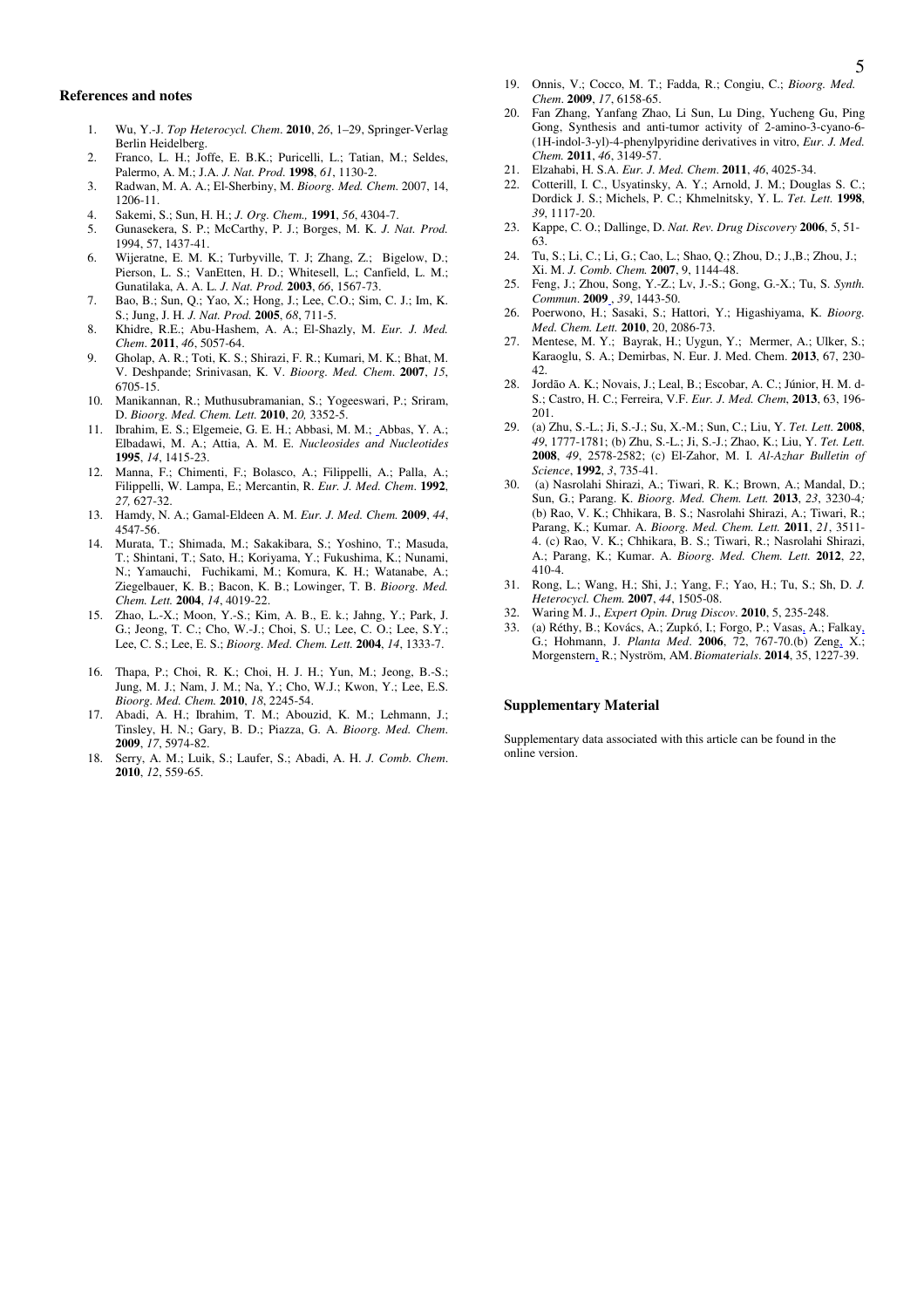## References and notes

1. Wu, Y.-J. *Top Heterocycl. Chem*. **2010**, *26*, 1–29, Springer-Verlag Berlin Heidelberg.
2. Franco, L. H.; Joffe, E. B.K.; Puricelli, L.; Tatian, M.; Seldes, Palermo, A. M.; J.A. *J. Nat. Prod.* **1998**, *61*, 1130-2.
3. Radwan, M. A. A.; El-Sherbiny, M. *Bioorg. Med. Chem*. 2007, 14, 1206-11.
4. Sakemi, S.; Sun, H. H.; *J. Org. Chem.,* **1991**, *56*, 4304-7.
5. Gunasekera, S. P.; McCarthy, P. J.; Borges, M. K. *J. Nat. Prod.* 1994, 57, 1437-41.
6. Wijeratne, E. M. K.; Turbyville, T. J; Zhang, Z.; Bigelow, D.; Pierson, L. S.; VanEtten, H. D.; Whitesell, L.; Canfield, L. M.; Gunatilaka, A. A. L. *J. Nat. Prod.* **2003**, *66*, 1567-73.
7. Bao, B.; Sun, Q.; Yao, X.; Hong, J.; Lee, C.O.; Sim, C. J.; Im, K. S.; Jung, J. H. *J. Nat. Prod.* **2005**, *68*, 711-5.
8. Khidre, R.E.; Abu-Hashem, A. A.; El-Shazly, M. *Eur. J. Med. Chem*. **2011**, *46*, 5057-64.
9. Gholap, A. R.; Toti, K. S.; Shirazi, F. R.; Kumari, M. K.; Bhat, M. V. Deshpande; Srinivasan, K. V. *Bioorg. Med. Chem*. **2007**, *15*, 6705-15.
10. Manikannan, R.; Muthusubramanian, S.; Yogeeswari, P.; Sriram, D. *Bioorg. Med. Chem. Lett.* **2010**, *20,* 3352-5.
11. Ibrahim, E. S.; Elgemeie, G. E. H.; Abbasi, M. M.; Abbas, Y. A.; Elbadawi, M. A.; Attia, A. M. E. *Nucleosides and Nucleotides* **1995**, *14*, 1415-23.
12. Manna, F.; Chimenti, F.; Bolasco, A.; Filippelli, A.; Palla, A.; Filippelli, W. Lampa, E.; Mercantin, R. *Eur. J. Med. Chem*. **1992**, *27,* 627-32.
13. Hamdy, N. A.; Gamal-Eldeen A. M. *Eur. J. Med. Chem.* **2009**, *44*, 4547-56.
14. Murata, T.; Shimada, M.; Sakakibara, S.; Yoshino, T.; Masuda, T.; Shintani, T.; Sato, H.; Koriyama, Y.; Fukushima, K.; Nunami, N.; Yamauchi, Fuchikami, M.; Komura, K. H.; Watanabe, A.; Ziegelbauer, K. B.; Bacon, K. B.; Lowinger, T. B. *Bioorg. Med. Chem. Lett.* **2004**, *14*, 4019-22.
15. Zhao, L.-X.; Moon, Y.-S.; Kim, A. B., E. k.; Jahng, Y.; Park, J. G.; Jeong, T. C.; Cho, W.-J.; Choi, S. U.; Lee, C. O.; Lee, S.Y.; Lee, C. S.; Lee, E. S.; *Bioorg. Med. Chem. Lett.* **2004**, *14*, 1333-7.
16. Thapa, P.; Choi, R. K.; Choi, H. J. H.; Yun, M.; Jeong, B.-S.; Jung, M. J.; Nam, J. M.; Na, Y.; Cho, W.J.; Kwon, Y.; Lee, E.S. *Bioorg. Med. Chem.* **2010**, *18*, 2245-54.
17. Abadi, A. H.; Ibrahim, T. M.; Abouzid, K. M.; Lehmann, J.; Tinsley, H. N.; Gary, B. D.; Piazza, G. A. *Bioorg. Med. Chem*. **2009**, *17*, 5974-82.
18. Serry, A. M.; Luik, S.; Laufer, S.; Abadi, A. H. *J. Comb. Chem*. **2010**, *12*, 559-65.
19. Onnis, V.; Cocco, M. T.; Fadda, R.; Congiu, C.; *Bioorg. Med. Chem*. **2009**, *17*, 6158-65.
20. Fan Zhang, Yanfang Zhao, Li Sun, Lu Ding, Yucheng Gu, Ping Gong, Synthesis and anti-tumor activity of 2-amino-3-cyano-6-(1H-indol-3-yl)-4-phenylpyridine derivatives in vitro, *Eur. J. Med. Chem.* **2011**, *46*, 3149-57.
21. Elzahabi, H. S.A. *Eur. J. Med. Chem*. **2011**, *46*, 4025-34.
22. Cotterill, I. C., Usyatinsky, A. Y.; Arnold, J. M.; Douglas S. C.; Dordick J. S.; Michels, P. C.; Khmelnitsky, Y. L. *Tet. Lett.* **1998**, *39*, 1117-20.
23. Kappe, C. O.; Dallinge, D. *Nat. Rev. Drug Discovery* **2006**, 5, 51-63.
24. Tu, S.; Li, C.; Li, G.; Cao, L.; Shao, Q.; Zhou, D.; J.,B.; Zhou, J.; Xi. M. *J. Comb. Chem.* **2007**, 9, 1144-48.
25. Feng, J.; Zhou, Song, Y.-Z.; Lv, J.-S.; Gong, G.-X.; Tu, S. *Synth. Commun*. **2009** , *39*, 1443-50.
26. Poerwono, H.; Sasaki, S.; Hattori, Y.; Higashiyama, K. *Bioorg. Med. Chem. Lett.* **2010**, 20, 2086-73.
27. Mentese, M. Y.; Bayrak, H.; Uygun, Y.; Mermer, A.; Ulker, S.; Karaoglu, S. A.; Demirbas, N. Eur. J. Med. Chem. **2013**, 67, 230-42.
28. Jordão A. K.; Novais, J.; Leal, B.; Escobar, A. C.; Júnior, H. M. d-S.; Castro, H. C.; Ferreira, V.F. *Eur. J. Med. Chem*, **2013**, 63, 196-201.
29. (a) Zhu, S.-L.; Ji, S.-J.; Su, X.-M.; Sun, C.; Liu, Y. *Tet. Lett.* **2008**, *49*, 1777-1781; (b) Zhu, S.-L.; Ji, S.-J.; Zhao, K.; Liu, Y. *Tet. Lett.* **2008**, *49*, 2578-2582; (c) El-Zahor, M. I. *Al-Azhar Bulletin of Science*, **1992**, *3*, 735-41.
30. (a) Nasrolahi Shirazi, A.; Tiwari, R. K.; Brown, A.; Mandal, D.; Sun, G.; Parang. K. *Bioorg. Med. Chem. Lett.* **2013**, *23*, 3230-4*;* (b) Rao, V. K.; Chhikara, B. S.; Nasrolahi Shirazi, A.; Tiwari, R.; Parang, K.; Kumar. A. *Bioorg. Med. Chem. Lett.* **2011**, *21*, 3511-4. (c) Rao, V. K.; Chhikara, B. S.; Tiwari, R.; Nasrolahi Shirazi, A.; Parang, K.; Kumar. A. *Bioorg. Med. Chem. Lett.* **2012**, *22*, 410-4.
31. Rong, L.; Wang, H.; Shi, J.; Yang, F.; Yao, H.; Tu, S.; Sh, D. *J. Heterocycl. Chem.* **2007**, *44*, 1505-08.
32. Waring M. J., *Expert Opin. Drug Discov*. **2010**, 5, 235-248.
33. (a) Réthy, B.; Kovács, A.; Zupkó, I.; Forgo, P.; Vasas, A.; Falkay, G.; Hohmann, J. *Planta Med*. **2006**, 72, 767-70.(b) Zeng, X.; Morgenstern, R.; Nyström, AM. *Biomaterials*. **2014**, 35, 1227-39.

## Supplementary Material

Supplementary data associated with this article can be found in the online version.